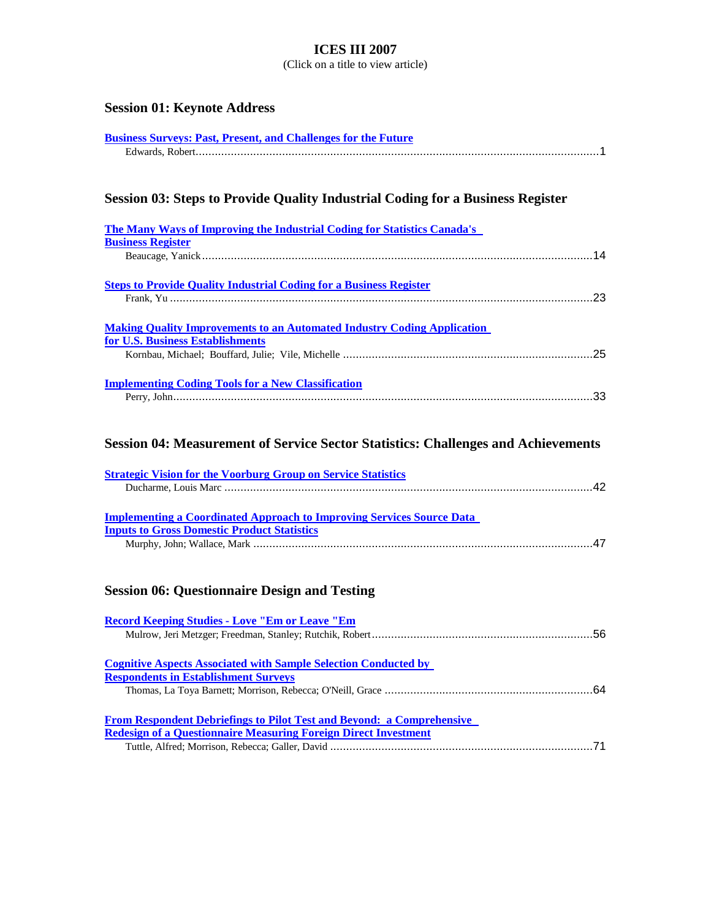# ICES III 2007

(Click on a title to view article)

## Session 01: Keynote Address

**Business Surveys: Past, Present, and Challenges for the Future**
Edwards, Robert.......................................................................................................................1

## Session 03: Steps to Provide Quality Industrial Coding for a Business Register

**The Many Ways of Improving the Industrial Coding for Statistics Canada's Business Register**
Beaucage, Yanick.......................................................................................................................14

**Steps to Provide Quality Industrial Coding for a Business Register**
Frank, Yu.......................................................................................................................23

**Making Quality Improvements to an Automated Industry Coding Application for U.S. Business Establishments**
Kornbau, Michael; Bouffard, Julie; Vile, Michelle.......................................................................................................................25

**Implementing Coding Tools for a New Classification**
Perry, John.......................................................................................................................33

## Session 04: Measurement of Service Sector Statistics: Challenges and Achievements

**Strategic Vision for the Voorburg Group on Service Statistics**
Ducharme, Louis Marc.......................................................................................................................42

**Implementing a Coordinated Approach to Improving Services Source Data Inputs to Gross Domestic Product Statistics**
Murphy, John; Wallace, Mark.......................................................................................................................47

## Session 06: Questionnaire Design and Testing

**Record Keeping Studies - Love "Em or Leave "Em**
Mulrow, Jeri Metzger; Freedman, Stanley; Rutchik, Robert.......................................................................................................................56

**Cognitive Aspects Associated with Sample Selection Conducted by Respondents in Establishment Surveys**
Thomas, La Toya Barnett; Morrison, Rebecca; O'Neill, Grace.......................................................................................................................64

**From Respondent Debriefings to Pilot Test and Beyond: a Comprehensive Redesign of a Questionnaire Measuring Foreign Direct Investment**
Tuttle, Alfred; Morrison, Rebecca; Galler, David.......................................................................................................................71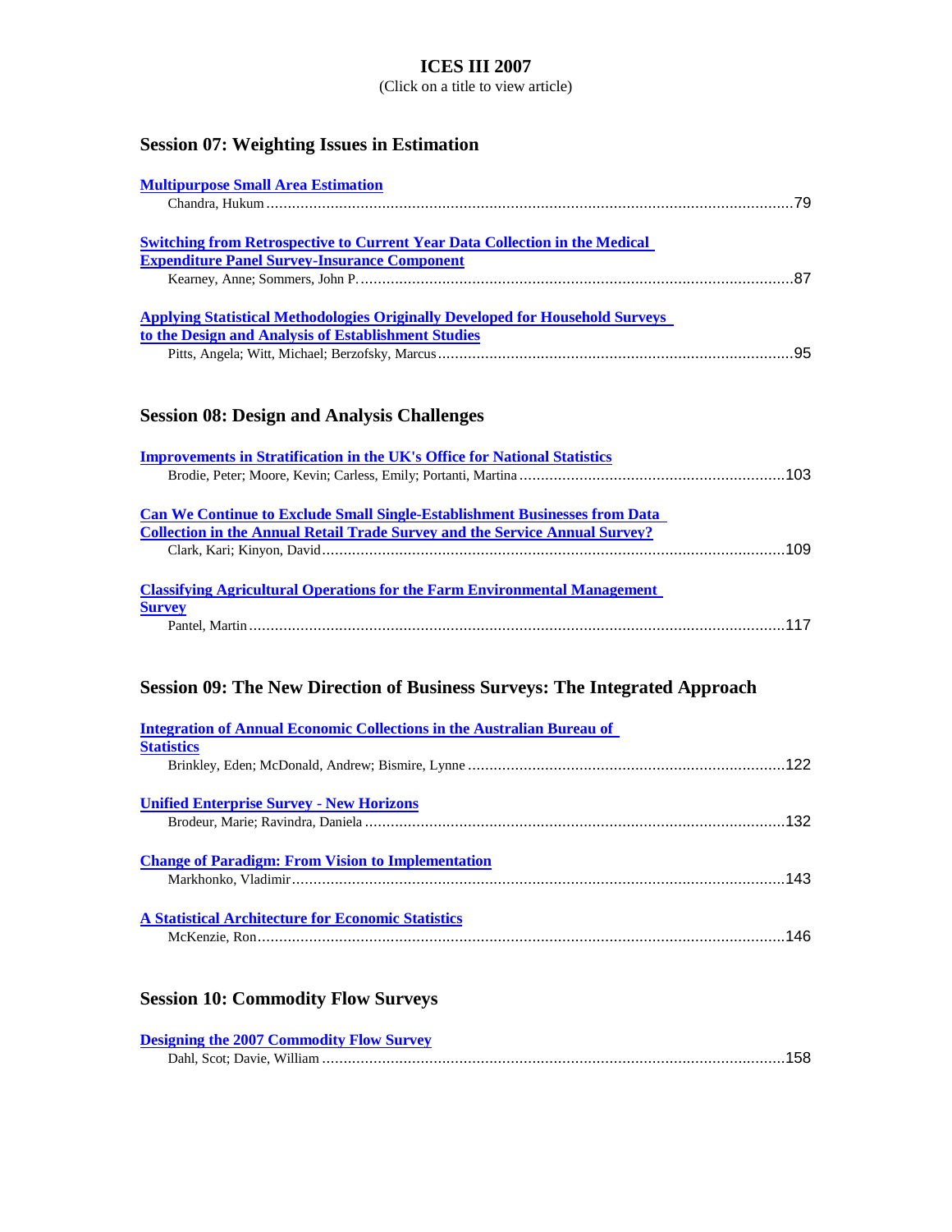# ICES III 2007

(Click on a title to view article)

## Session 07: Weighting Issues in Estimation

**Multipurpose Small Area Estimation**
Chandra, Hukum ........................................................................................................................... 79

**Switching from Retrospective to Current Year Data Collection in the Medical Expenditure Panel Survey-Insurance Component**
Kearney, Anne; Sommers, John P. ........................................................................................... 87

**Applying Statistical Methodologies Originally Developed for Household Surveys to the Design and Analysis of Establishment Studies**
Pitts, Angela; Witt, Michael; Berzofsky, Marcus ...................................................................... 95

## Session 08: Design and Analysis Challenges

**Improvements in Stratification in the UK's Office for National Statistics**
Brodie, Peter; Moore, Kevin; Carless, Emily; Portanti, Martina ............................................. 103

**Can We Continue to Exclude Small Single-Establishment Businesses from Data Collection in the Annual Retail Trade Survey and the Service Annual Survey?**
Clark, Kari; Kinyon, David ........................................................................................................ 109

**Classifying Agricultural Operations for the Farm Environmental Management Survey**
Pantel, Martin ............................................................................................................................ 117

## Session 09: The New Direction of Business Surveys: The Integrated Approach

**Integration of Annual Economic Collections in the Australian Bureau of Statistics**
Brinkley, Eden; McDonald, Andrew; Bismire, Lynne .............................................................. 122

**Unified Enterprise Survey - New Horizons**
Brodeur, Marie; Ravindra, Daniela ........................................................................................... 132

**Change of Paradigm: From Vision to Implementation**
Markhonko, Vladimir ................................................................................................................. 143

**A Statistical Architecture for Economic Statistics**
McKenzie, Ron .......................................................................................................................... 146

## Session 10: Commodity Flow Surveys

**Designing the 2007 Commodity Flow Survey**
Dahl, Scot; Davie, William ........................................................................................................ 158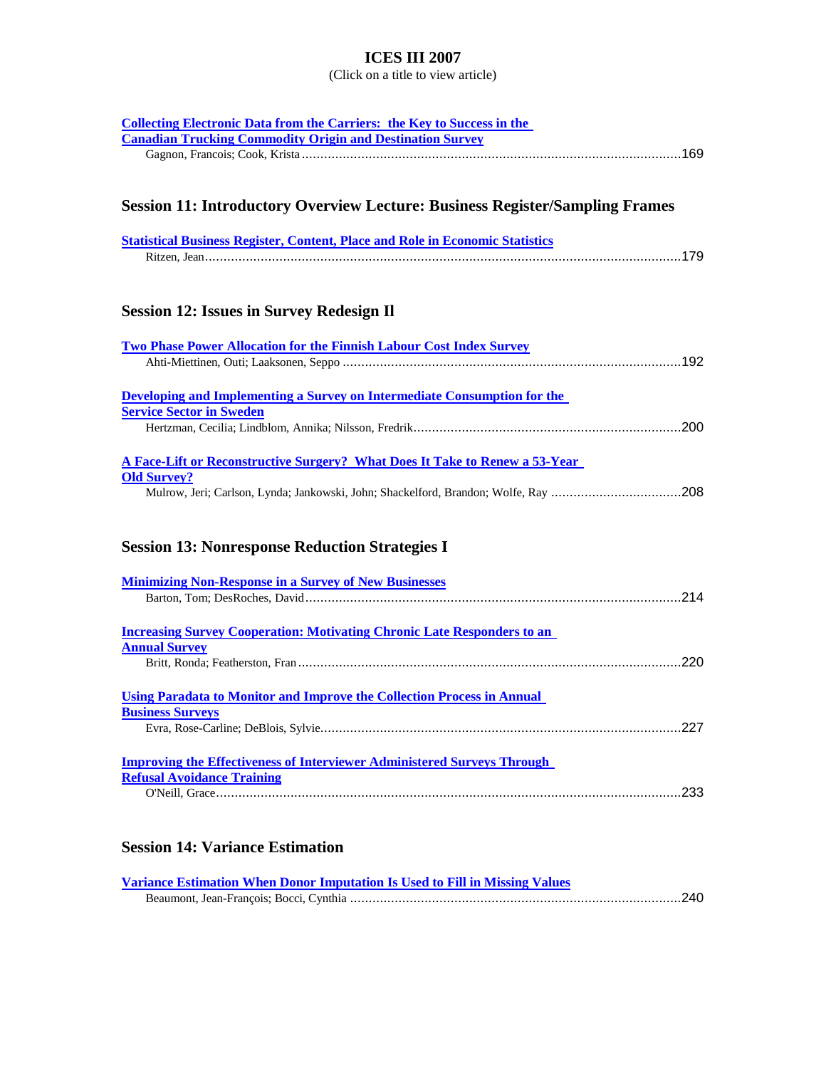# ICES III 2007

(Click on a title to view article)

**Collecting Electronic Data from the Carriers: the Key to Success in the Canadian Trucking Commodity Origin and Destination Survey**
Gagnon, Francois; Cook, Krista ........................................................................................................169

## Session 11: Introductory Overview Lecture: Business Register/Sampling Frames

**Statistical Business Register, Content, Place and Role in Economic Statistics**
Ritzen, Jean...................................................................................................................................179

## Session 12: Issues in Survey Redesign II

**Two Phase Power Allocation for the Finnish Labour Cost Index Survey**
Ahti-Miettinen, Outi; Laaksonen, Seppo ..........................................................................................192

**Developing and Implementing a Survey on Intermediate Consumption for the Service Sector in Sweden**
Hertzman, Cecilia; Lindblom, Annika; Nilsson, Fredrik.......................................................................200

**A Face-Lift or Reconstructive Surgery? What Does It Take to Renew a 53-Year Old Survey?**
Mulrow, Jeri; Carlson, Lynda; Jankowski, John; Shackelford, Brandon; Wolfe, Ray ..................................208

## Session 13: Nonresponse Reduction Strategies I

**Minimizing Non-Response in a Survey of New Businesses**
Barton, Tom; DesRoches, David.......................................................................................................214

**Increasing Survey Cooperation: Motivating Chronic Late Responders to an Annual Survey**
Britt, Ronda; Featherston, Fran.........................................................................................................220

**Using Paradata to Monitor and Improve the Collection Process in Annual Business Surveys**
Evra, Rose-Carline; DeBlois, Sylvie..................................................................................................227

**Improving the Effectiveness of Interviewer Administered Surveys Through Refusal Avoidance Training**
O'Neill, Grace..................................................................................................................................233

## Session 14: Variance Estimation

**Variance Estimation When Donor Imputation Is Used to Fill in Missing Values**
Beaumont, Jean-François; Bocci, Cynthia .........................................................................................240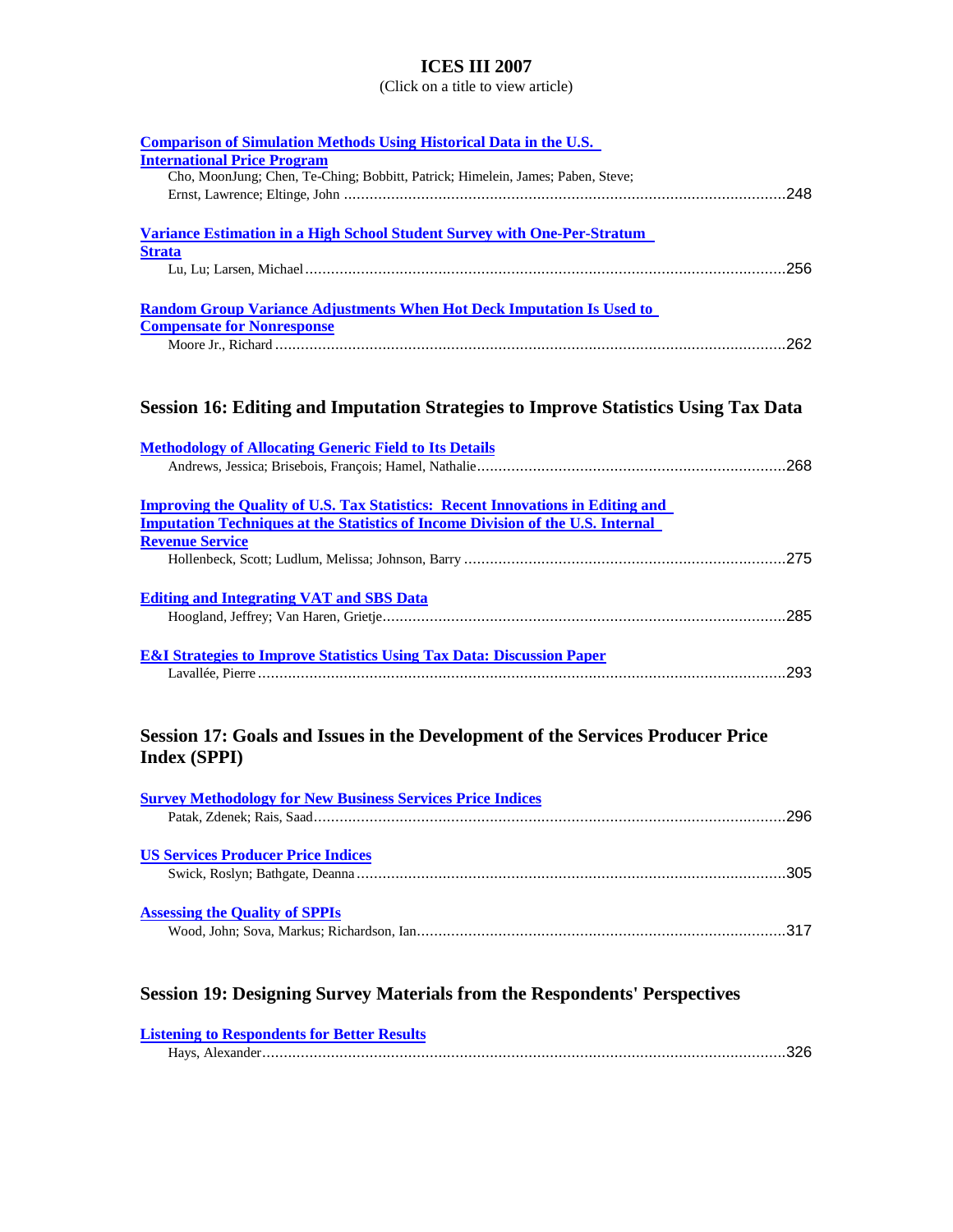# ICES III 2007

(Click on a title to view article)

**Comparison of Simulation Methods Using Historical Data in the U.S. International Price Program**
Cho, MoonJung; Chen, Te-Ching; Bobbitt, Patrick; Himelein, James; Paben, Steve; Ernst, Lawrence; Eltinge, John ....................................................................................................248

**Variance Estimation in a High School Student Survey with One-Per-Stratum Strata**
Lu, Lu; Larsen, Michael ..............................................................................................................256

**Random Group Variance Adjustments When Hot Deck Imputation Is Used to Compensate for Nonresponse**
Moore Jr., Richard .....................................................................................................................262

## Session 16: Editing and Imputation Strategies to Improve Statistics Using Tax Data

**Methodology of Allocating Generic Field to Its Details**
Andrews, Jessica; Brisebois, François; Hamel, Nathalie......................................................................268

**Improving the Quality of U.S. Tax Statistics: Recent Innovations in Editing and Imputation Techniques at the Statistics of Income Division of the U.S. Internal Revenue Service**
Hollenbeck, Scott; Ludlum, Melissa; Johnson, Barry ..........................................................................275

**Editing and Integrating VAT and SBS Data**
Hoogland, Jeffrey; Van Haren, Grietje............................................................................................285

**E&I Strategies to Improve Statistics Using Tax Data: Discussion Paper**
Lavallée, Pierre .........................................................................................................................293

## Session 17: Goals and Issues in the Development of the Services Producer Price Index (SPPI)

**Survey Methodology for New Business Services Price Indices**
Patak, Zdenek; Rais, Saad............................................................................................................296

**US Services Producer Price Indices**
Swick, Roslyn; Bathgate, Deanna ..................................................................................................305

**Assessing the Quality of SPPIs**
Wood, John; Sova, Markus; Richardson, Ian....................................................................................317

## Session 19: Designing Survey Materials from the Respondents' Perspectives

**Listening to Respondents for Better Results**
Hays, Alexander.........................................................................................................................326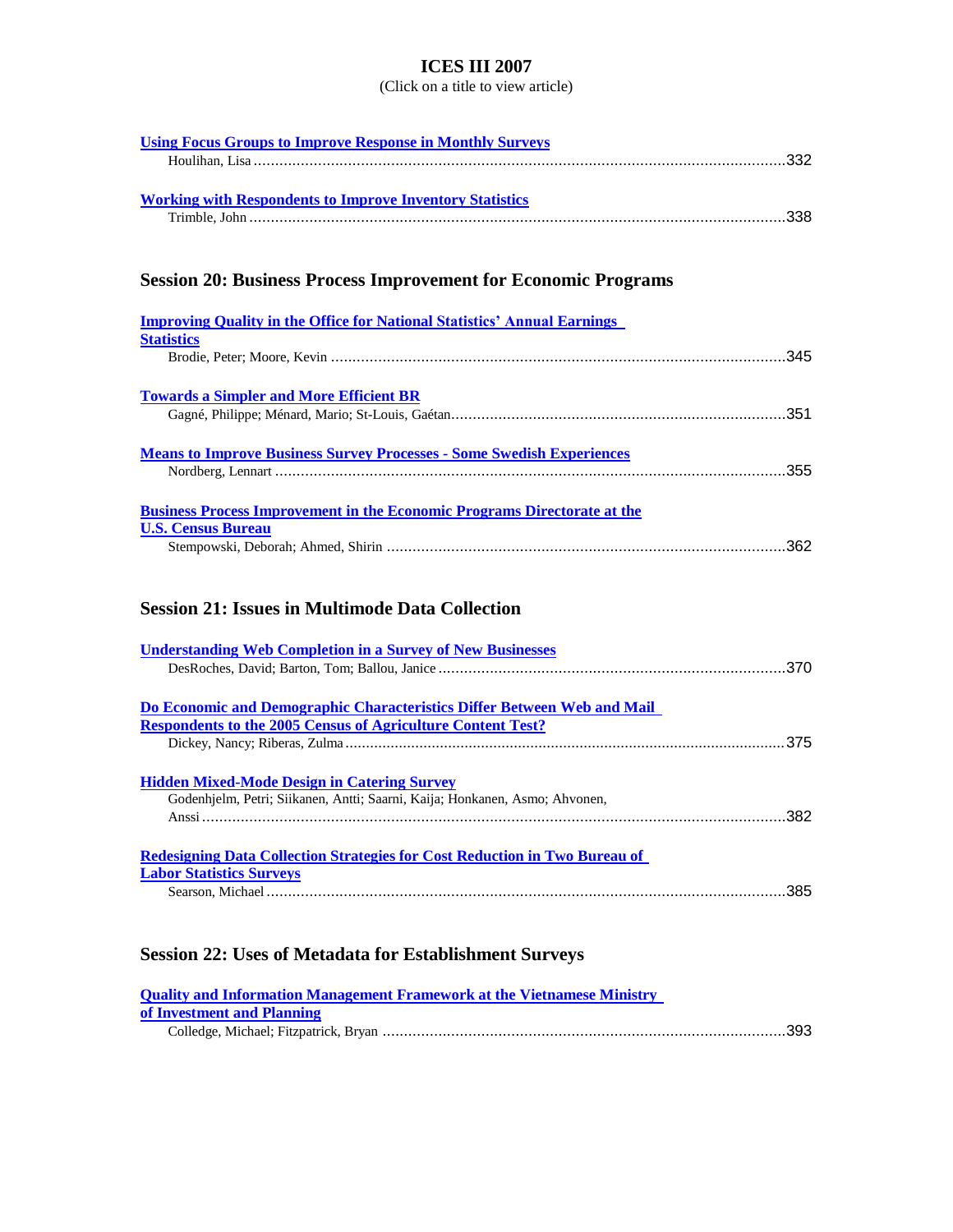# ICES III 2007

(Click on a title to view article)

**Using Focus Groups to Improve Response in Monthly Surveys**
Houlihan, Lisa ........................................................................................................................332

**Working with Respondents to Improve Inventory Statistics**
Trimble, John ........................................................................................................................338

## Session 20: Business Process Improvement for Economic Programs

**Improving Quality in the Office for National Statistics' Annual Earnings Statistics**
Brodie, Peter; Moore, Kevin ....................................................................................................345

**Towards a Simpler and More Efficient BR**
Gagné, Philippe; Ménard, Mario; St-Louis, Gaétan.......................................................................351

**Means to Improve Business Survey Processes - Some Swedish Experiences**
Nordberg, Lennart ....................................................................................................................355

**Business Process Improvement in the Economic Programs Directorate at the U.S. Census Bureau**
Stempowski, Deborah; Ahmed, Shirin ........................................................................................362

## Session 21: Issues in Multimode Data Collection

**Understanding Web Completion in a Survey of New Businesses**
DesRoches, David; Barton, Tom; Ballou, Janice ...........................................................................370

**Do Economic and Demographic Characteristics Differ Between Web and Mail Respondents to the 2005 Census of Agriculture Content Test?**
Dickey, Nancy; Riberas, Zulma ..................................................................................................375

**Hidden Mixed-Mode Design in Catering Survey**
Godenhjelm, Petri; Siikanen, Antti; Saarni, Kaija; Honkanen, Asmo; Ahvonen, Anssi ...............................................................................................................................................382

**Redesigning Data Collection Strategies for Cost Reduction in Two Bureau of Labor Statistics Surveys**
Searson, Michael ......................................................................................................................385

## Session 22: Uses of Metadata for Establishment Surveys

**Quality and Information Management Framework at the Vietnamese Ministry of Investment and Planning**
Colledge, Michael; Fitzpatrick, Bryan .......................................................................................393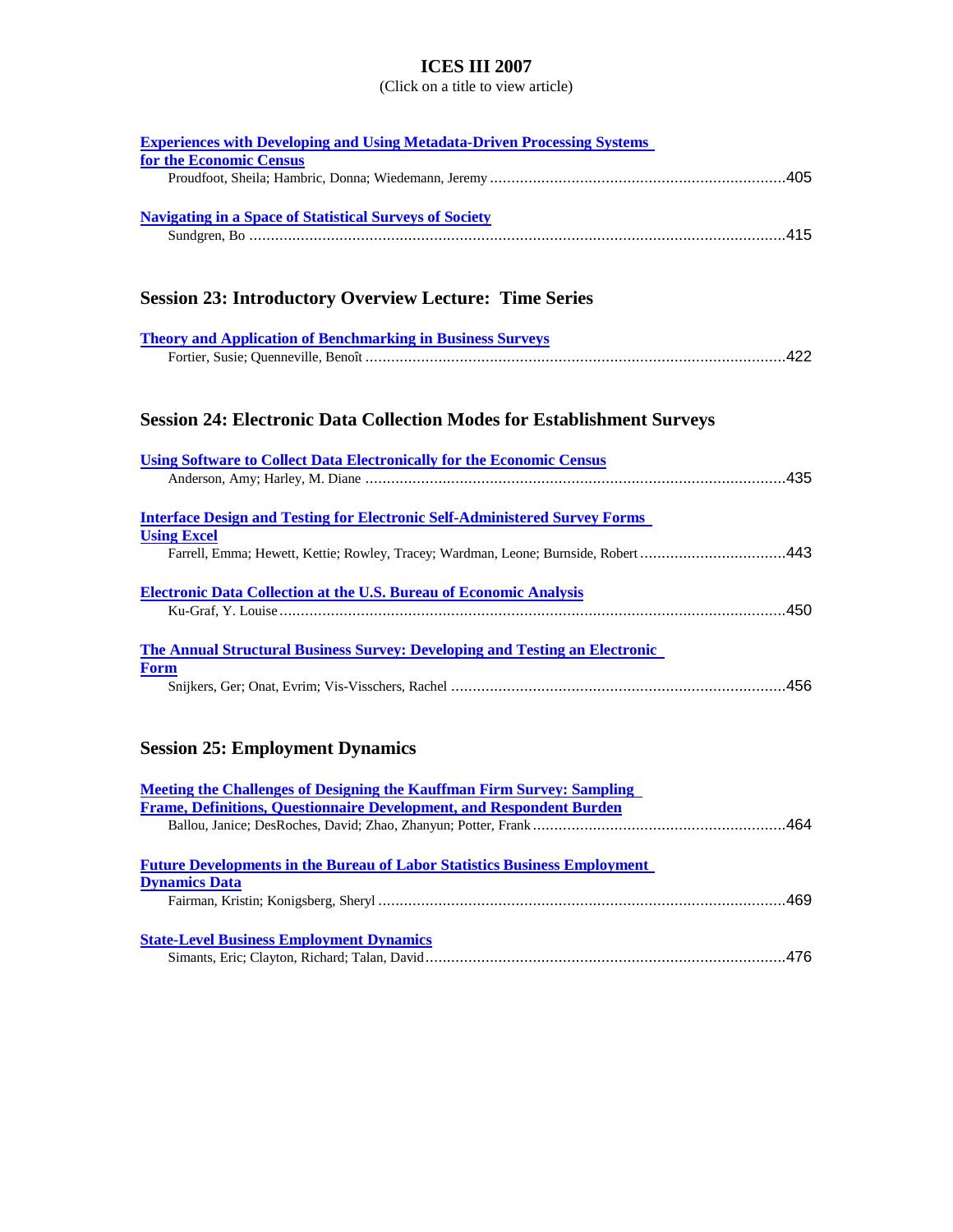# ICES III 2007

(Click on a title to view article)

**Experiences with Developing and Using Metadata-Driven Processing Systems for the Economic Census**
Proudfoot, Sheila; Hambric, Donna; Wiedemann, Jeremy ....................................................................405

**Navigating in a Space of Statistical Surveys of Society**
Sundgren, Bo ............................................................................................................................415

## Session 23: Introductory Overview Lecture: Time Series

**Theory and Application of Benchmarking in Business Surveys**
Fortier, Susie; Quenneville, Benoît .................................................................................................422

## Session 24: Electronic Data Collection Modes for Establishment Surveys

**Using Software to Collect Data Electronically for the Economic Census**
Anderson, Amy; Harley, M. Diane .................................................................................................435

**Interface Design and Testing for Electronic Self-Administered Survey Forms Using Excel**
Farrell, Emma; Hewett, Kettie; Rowley, Tracey; Wardman, Leone; Burnside, Robert .................................443

**Electronic Data Collection at the U.S. Bureau of Economic Analysis**
Ku-Graf, Y. Louise .....................................................................................................................450

**The Annual Structural Business Survey: Developing and Testing an Electronic Form**
Snijkers, Ger; Onat, Evrim; Vis-Visschers, Rachel .............................................................................456

## Session 25: Employment Dynamics

**Meeting the Challenges of Designing the Kauffman Firm Survey: Sampling Frame, Definitions, Questionnaire Development, and Respondent Burden**
Ballou, Janice; DesRoches, David; Zhao, Zhanyun; Potter, Frank ...........................................................464

**Future Developments in the Bureau of Labor Statistics Business Employment Dynamics Data**
Fairman, Kristin; Konigsberg, Sheryl ..............................................................................................469

**State-Level Business Employment Dynamics**
Simants, Eric; Clayton, Richard; Talan, David ...................................................................................476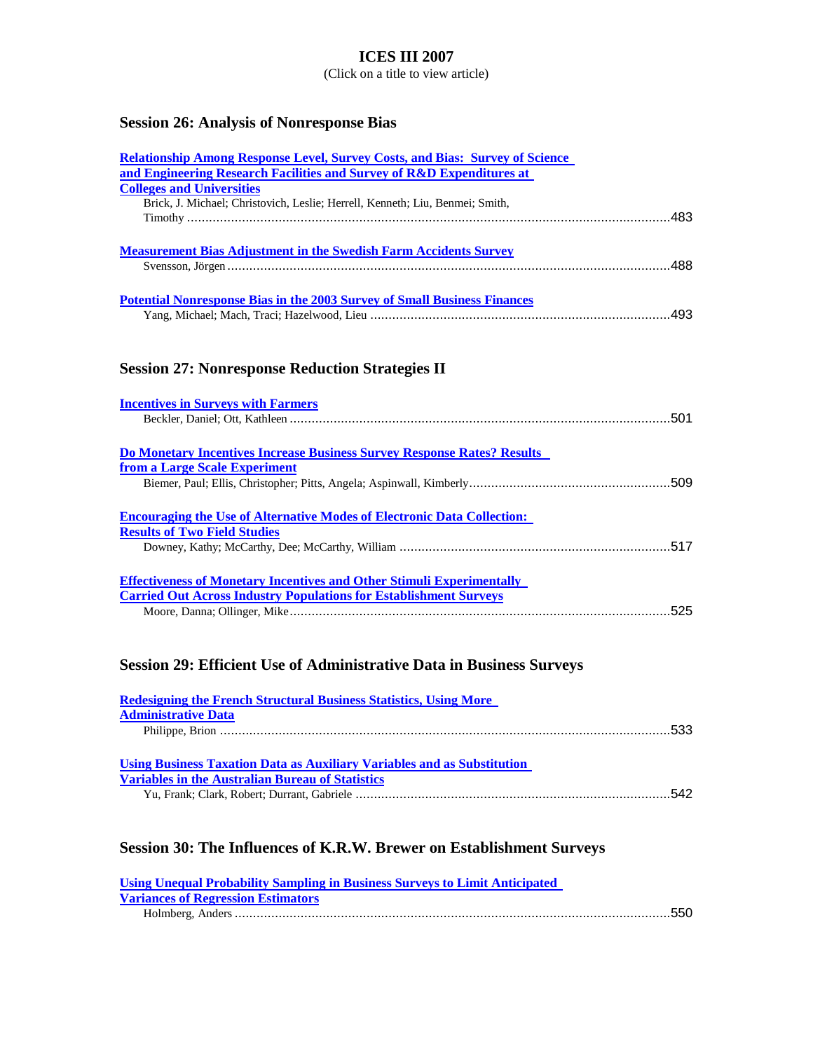# ICES III 2007

(Click on a title to view article)

## Session 26: Analysis of Nonresponse Bias

**Relationship Among Response Level, Survey Costs, and Bias: Survey of Science and Engineering Research Facilities and Survey of R&D Expenditures at Colleges and Universities**
Brick, J. Michael; Christovich, Leslie; Herrell, Kenneth; Liu, Benmei; Smith, Timothy ........................................................................................................................483

**Measurement Bias Adjustment in the Swedish Farm Accidents Survey**
Svensson, Jörgen ........................................................................................................................488

**Potential Nonresponse Bias in the 2003 Survey of Small Business Finances**
Yang, Michael; Mach, Traci; Hazelwood, Lieu ........................................................................................493

## Session 27: Nonresponse Reduction Strategies II

**Incentives in Surveys with Farmers**
Beckler, Daniel; Ott, Kathleen ........................................................................................................501

**Do Monetary Incentives Increase Business Survey Response Rates? Results from a Large Scale Experiment**
Biemer, Paul; Ellis, Christopher; Pitts, Angela; Aspinwall, Kimberly........................................................509

**Encouraging the Use of Alternative Modes of Electronic Data Collection: Results of Two Field Studies**
Downey, Kathy; McCarthy, Dee; McCarthy, William ...........................................................................517

**Effectiveness of Monetary Incentives and Other Stimuli Experimentally Carried Out Across Industry Populations for Establishment Surveys**
Moore, Danna; Ollinger, Mike........................................................................................................525

## Session 29: Efficient Use of Administrative Data in Business Surveys

**Redesigning the French Structural Business Statistics, Using More Administrative Data**
Philippe, Brion ...........................................................................................................................533

**Using Business Taxation Data as Auxiliary Variables and as Substitution Variables in the Australian Bureau of Statistics**
Yu, Frank; Clark, Robert; Durrant, Gabriele ......................................................................................542

## Session 30: The Influences of K.R.W. Brewer on Establishment Surveys

**Using Unequal Probability Sampling in Business Surveys to Limit Anticipated Variances of Regression Estimators**
Holmberg, Anders ......................................................................................................................550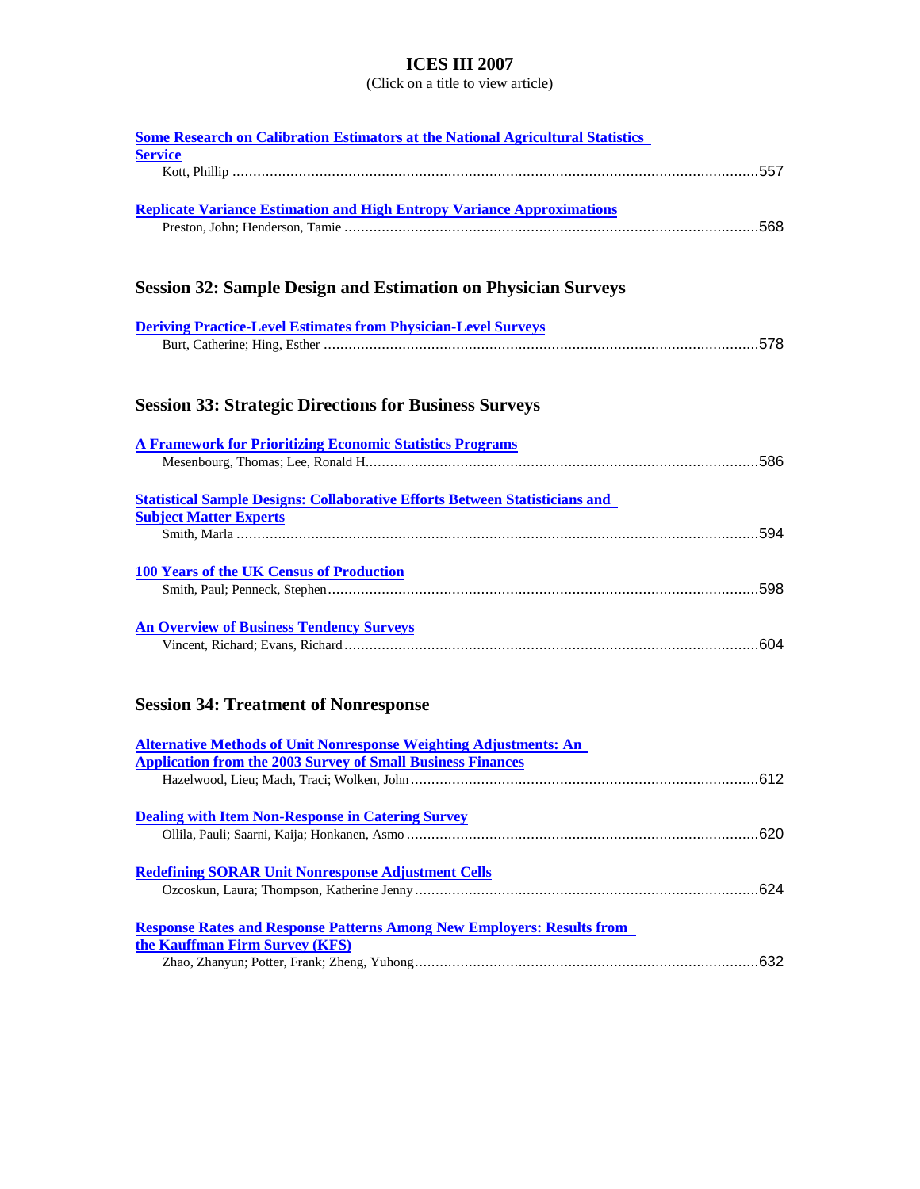# ICES III 2007

(Click on a title to view article)

**Some Research on Calibration Estimators at the National Agricultural Statistics Service**
Kott, Phillip ....................................................................................................................557

**Replicate Variance Estimation and High Entropy Variance Approximations**
Preston, John; Henderson, Tamie ..................................................................................568

## Session 32: Sample Design and Estimation on Physician Surveys

**Deriving Practice-Level Estimates from Physician-Level Surveys**
Burt, Catherine; Hing, Esther ........................................................................................578

## Session 33: Strategic Directions for Business Surveys

**A Framework for Prioritizing Economic Statistics Programs**
Mesenbourg, Thomas; Lee, Ronald H. ..........................................................................586

**Statistical Sample Designs: Collaborative Efforts Between Statisticians and Subject Matter Experts**
Smith, Marla ..................................................................................................................594

**100 Years of the UK Census of Production**
Smith, Paul; Penneck, Stephen ......................................................................................598

**An Overview of Business Tendency Surveys**
Vincent, Richard; Evans, Richard ..................................................................................604

## Session 34: Treatment of Nonresponse

**Alternative Methods of Unit Nonresponse Weighting Adjustments: An Application from the 2003 Survey of Small Business Finances**
Hazelwood, Lieu; Mach, Traci; Wolken, John ................................................................612

**Dealing with Item Non-Response in Catering Survey**
Ollila, Pauli; Saarni, Kaija; Honkanen, Asmo ................................................................620

**Redefining SORAR Unit Nonresponse Adjustment Cells**
Ozcoskun, Laura; Thompson, Katherine Jenny ..............................................................624

**Response Rates and Response Patterns Among New Employers: Results from the Kauffman Firm Survey (KFS)**
Zhao, Zhanyun; Potter, Frank; Zheng, Yuhong ..............................................................632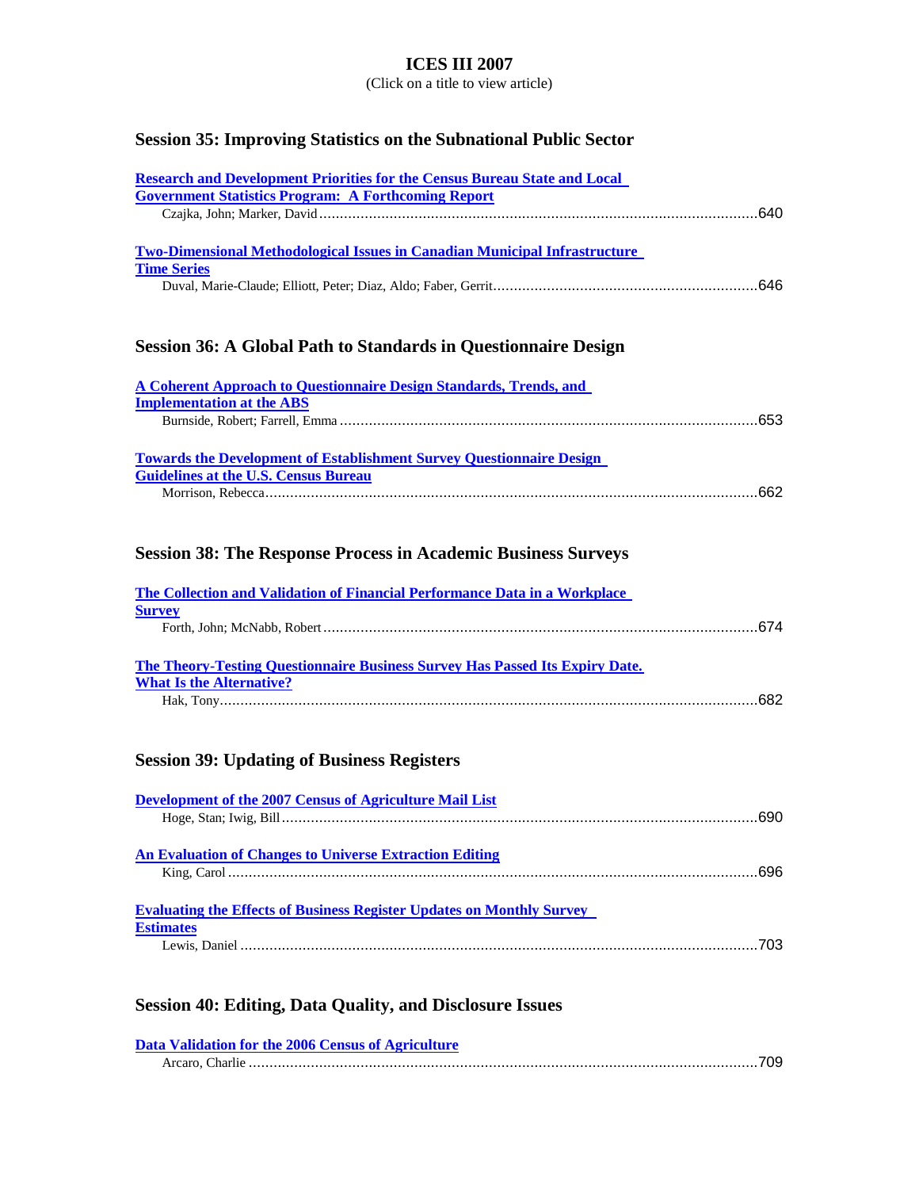# ICES III 2007

(Click on a title to view article)

## Session 35: Improving Statistics on the Subnational Public Sector

**Research and Development Priorities for the Census Bureau State and Local Government Statistics Program: A Forthcoming Report**
Czajka, John; Marker, David ........................................................................................................640

**Two-Dimensional Methodological Issues in Canadian Municipal Infrastructure Time Series**
Duval, Marie-Claude; Elliott, Peter; Diaz, Aldo; Faber, Gerrit................................................................646

## Session 36: A Global Path to Standards in Questionnaire Design

**A Coherent Approach to Questionnaire Design Standards, Trends, and Implementation at the ABS**
Burnside, Robert; Farrell, Emma ....................................................................................................653

**Towards the Development of Establishment Survey Questionnaire Design Guidelines at the U.S. Census Bureau**
Morrison, Rebecca.....................................................................................................................662

## Session 38: The Response Process in Academic Business Surveys

**The Collection and Validation of Financial Performance Data in a Workplace Survey**
Forth, John; McNabb, Robert ........................................................................................................674

**The Theory-Testing Questionnaire Business Survey Has Passed Its Expiry Date. What Is the Alternative?**
Hak, Tony...................................................................................................................................682

## Session 39: Updating of Business Registers

**Development of the 2007 Census of Agriculture Mail List**
Hoge, Stan; Iwig, Bill ...................................................................................................................690

**An Evaluation of Changes to Universe Extraction Editing**
King, Carol ................................................................................................................................696

**Evaluating the Effects of Business Register Updates on Monthly Survey Estimates**
Lewis, Daniel .............................................................................................................................703

## Session 40: Editing, Data Quality, and Disclosure Issues

**Data Validation for the 2006 Census of Agriculture**
Arcaro, Charlie ...........................................................................................................................709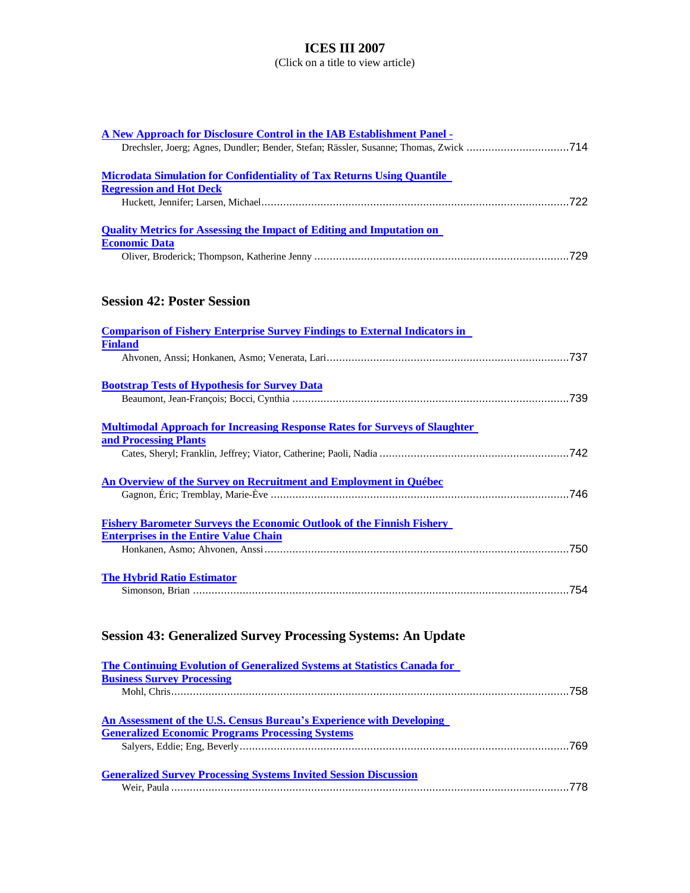# ICES III 2007

(Click on a title to view article)

**A New Approach for Disclosure Control in the IAB Establishment Panel -**
Drechsler, Joerg; Agnes, Dundler; Bender, Stefan; Rässler, Susanne; Thomas, Zwick ................................714

**Microdata Simulation for Confidentiality of Tax Returns Using Quantile Regression and Hot Deck**
Huckett, Jennifer; Larsen, Michael..................................................................................................722

**Quality Metrics for Assessing the Impact of Editing and Imputation on Economic Data**
Oliver, Broderick; Thompson, Katherine Jenny ..................................................................................729

## Session 42: Poster Session

**Comparison of Fishery Enterprise Survey Findings to External Indicators in Finland**
Ahvonen, Anssi; Honkanen, Asmo; Venerata, Lari.............................................................................737

**Bootstrap Tests of Hypothesis for Survey Data**
Beaumont, Jean-François; Bocci, Cynthia .........................................................................................739

**Multimodal Approach for Increasing Response Rates for Surveys of Slaughter and Processing Plants**
Cates, Sheryl; Franklin, Jeffrey; Viator, Catherine; Paoli, Nadia ............................................................742

**An Overview of the Survey on Recruitment and Employment in Québec**
Gagnon, Éric; Tremblay, Marie-Ève ...............................................................................................746

**Fishery Barometer Surveys the Economic Outlook of the Finnish Fishery Enterprises in the Entire Value Chain**
Honkanen, Asmo; Ahvonen, Anssi.................................................................................................750

**The Hybrid Ratio Estimator**
Simonson, Brian ........................................................................................................................754

## Session 43: Generalized Survey Processing Systems: An Update

**The Continuing Evolution of Generalized Systems at Statistics Canada for Business Survey Processing**
Mohl, Chris...............................................................................................................................758

**An Assessment of the U.S. Census Bureau's Experience with Developing Generalized Economic Programs Processing Systems**
Salyers, Eddie; Eng, Beverly.........................................................................................................769

**Generalized Survey Processing Systems Invited Session Discussion**
Weir, Paula ...............................................................................................................................778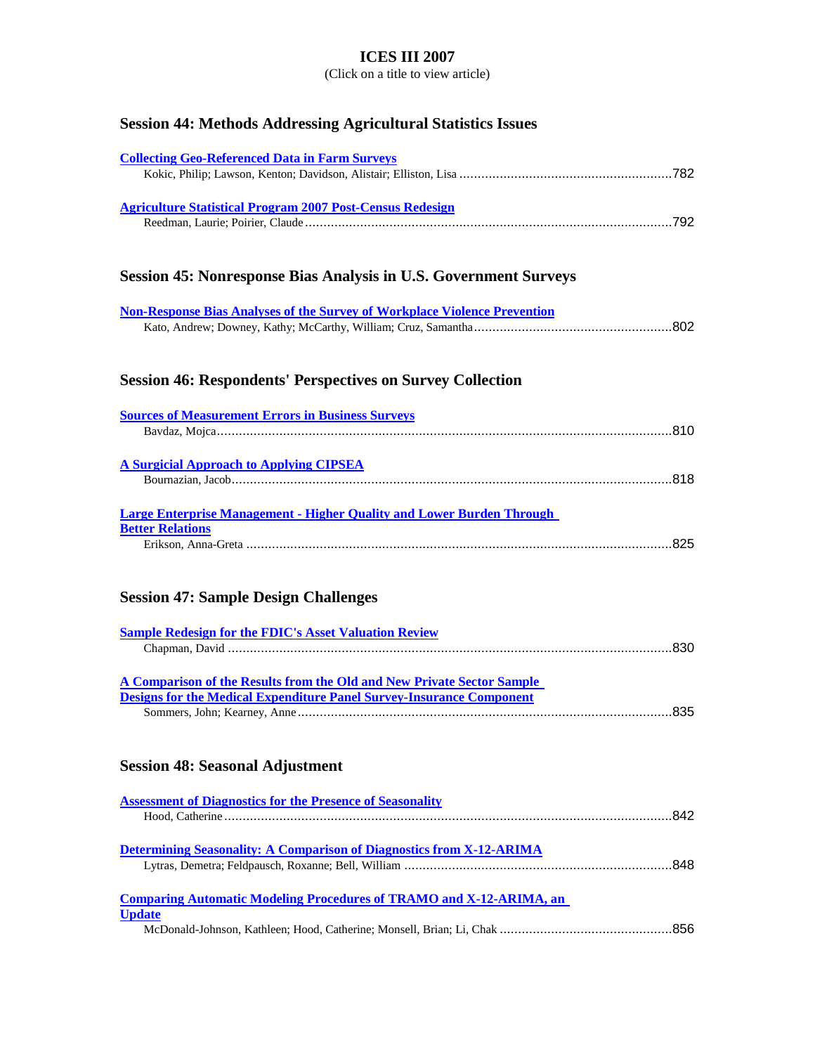# ICES III 2007

(Click on a title to view article)

## Session 44: Methods Addressing Agricultural Statistics Issues

**Collecting Geo-Referenced Data in Farm Surveys**
Kokic, Philip; Lawson, Kenton; Davidson, Alistair; Elliston, Lisa .......... 782

**Agriculture Statistical Program 2007 Post-Census Redesign**
Reedman, Laurie; Poirier, Claude .......... 792

## Session 45: Nonresponse Bias Analysis in U.S. Government Surveys

**Non-Response Bias Analyses of the Survey of Workplace Violence Prevention**
Kato, Andrew; Downey, Kathy; McCarthy, William; Cruz, Samantha .......... 802

## Session 46: Respondents' Perspectives on Survey Collection

**Sources of Measurement Errors in Business Surveys**
Bavdaz, Mojca .......... 810

**A Surgicial Approach to Applying CIPSEA**
Bournazian, Jacob .......... 818

**Large Enterprise Management - Higher Quality and Lower Burden Through Better Relations**
Erikson, Anna-Greta .......... 825

## Session 47: Sample Design Challenges

**Sample Redesign for the FDIC's Asset Valuation Review**
Chapman, David .......... 830

**A Comparison of the Results from the Old and New Private Sector Sample Designs for the Medical Expenditure Panel Survey-Insurance Component**
Sommers, John; Kearney, Anne .......... 835

## Session 48: Seasonal Adjustment

**Assessment of Diagnostics for the Presence of Seasonality**
Hood, Catherine .......... 842

**Determining Seasonality: A Comparison of Diagnostics from X-12-ARIMA**
Lytras, Demetra; Feldpausch, Roxanne; Bell, William .......... 848

**Comparing Automatic Modeling Procedures of TRAMO and X-12-ARIMA, an Update**
McDonald-Johnson, Kathleen; Hood, Catherine; Monsell, Brian; Li, Chak .......... 856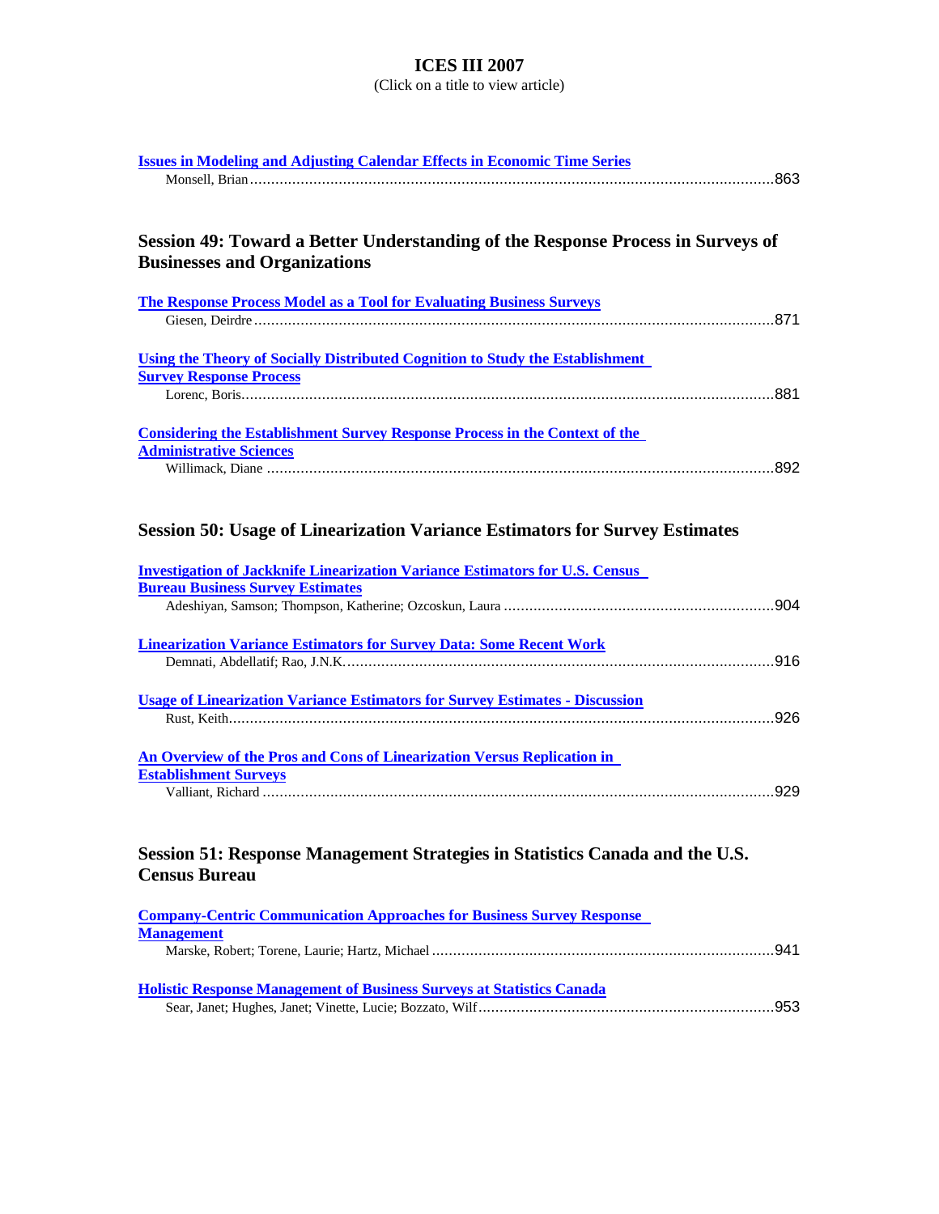# ICES III 2007

(Click on a title to view article)

**Issues in Modeling and Adjusting Calendar Effects in Economic Time Series**
Monsell, Brian ........................................................................................................863

## Session 49: Toward a Better Understanding of the Response Process in Surveys of Businesses and Organizations

**The Response Process Model as a Tool for Evaluating Business Surveys**
Giesen, Deirdre ........................................................................................................871

**Using the Theory of Socially Distributed Cognition to Study the Establishment Survey Response Process**
Lorenc, Boris........................................................................................................881

**Considering the Establishment Survey Response Process in the Context of the Administrative Sciences**
Willimack, Diane ........................................................................................................892

## Session 50: Usage of Linearization Variance Estimators for Survey Estimates

**Investigation of Jackknife Linearization Variance Estimators for U.S. Census Bureau Business Survey Estimates**
Adeshiyan, Samson; Thompson, Katherine; Ozcoskun, Laura ..........................................904

**Linearization Variance Estimators for Survey Data: Some Recent Work**
Demnati, Abdellatif; Rao, J.N.K. ........................................................................................916

**Usage of Linearization Variance Estimators for Survey Estimates - Discussion**
Rust, Keith........................................................................................................926

**An Overview of the Pros and Cons of Linearization Versus Replication in Establishment Surveys**
Valliant, Richard ........................................................................................................929

## Session 51: Response Management Strategies in Statistics Canada and the U.S. Census Bureau

**Company-Centric Communication Approaches for Business Survey Response Management**
Marske, Robert; Torene, Laurie; Hartz, Michael ..........................................................941

**Holistic Response Management of Business Surveys at Statistics Canada**
Sear, Janet; Hughes, Janet; Vinette, Lucie; Bozzato, Wilf.............................................953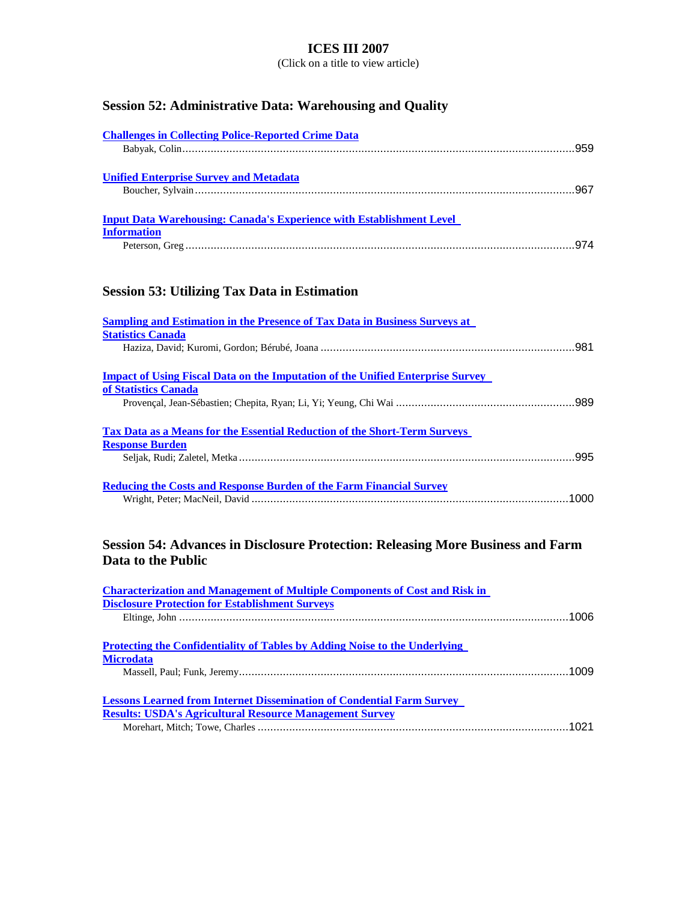# ICES III 2007

(Click on a title to view article)

## Session 52: Administrative Data: Warehousing and Quality

**Challenges in Collecting Police-Reported Crime Data**
Babyak, Colin ........................................................................ 959

**Unified Enterprise Survey and Metadata**
Boucher, Sylvain ........................................................................ 967

**Input Data Warehousing: Canada's Experience with Establishment Level Information**
Peterson, Greg ........................................................................ 974

## Session 53: Utilizing Tax Data in Estimation

**Sampling and Estimation in the Presence of Tax Data in Business Surveys at Statistics Canada**
Haziza, David; Kuromi, Gordon; Bérubé, Joana ........................................................................ 981

**Impact of Using Fiscal Data on the Imputation of the Unified Enterprise Survey of Statistics Canada**
Provençal, Jean-Sébastien; Chepita, Ryan; Li, Yi; Yeung, Chi Wai ........................................................................ 989

**Tax Data as a Means for the Essential Reduction of the Short-Term Surveys Response Burden**
Seljak, Rudi; Zaletel, Metka ........................................................................ 995

**Reducing the Costs and Response Burden of the Farm Financial Survey**
Wright, Peter; MacNeil, David ........................................................................ 1000

## Session 54: Advances in Disclosure Protection: Releasing More Business and Farm Data to the Public

**Characterization and Management of Multiple Components of Cost and Risk in Disclosure Protection for Establishment Surveys**
Eltinge, John ........................................................................ 1006

**Protecting the Confidentiality of Tables by Adding Noise to the Underlying Microdata**
Massell, Paul; Funk, Jeremy ........................................................................ 1009

**Lessons Learned from Internet Dissemination of Condential Farm Survey Results: USDA's Agricultural Resource Management Survey**
Morehart, Mitch; Towe, Charles ........................................................................ 1021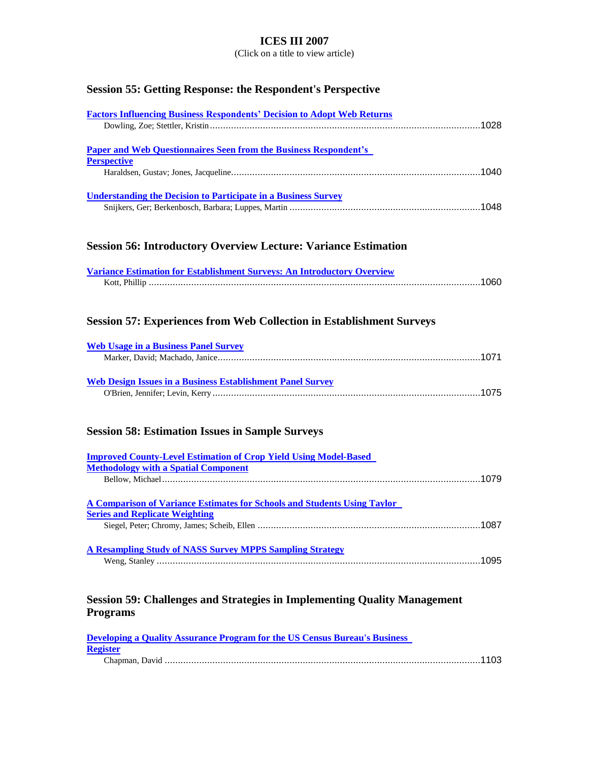# ICES III 2007

(Click on a title to view article)

## Session 55: Getting Response: the Respondent's Perspective

**Factors Influencing Business Respondents' Decision to Adopt Web Returns**
Dowling, Zoe; Stettler, Kristin ........................................................................................................1028

**Paper and Web Questionnaires Seen from the Business Respondent's Perspective**
Haraldsen, Gustav; Jones, Jacqueline..............................................................................................1040

**Understanding the Decision to Participate in a Business Survey**
Snijkers, Ger; Berkenbosch, Barbara; Luppes, Martin ........................................................................1048

## Session 56: Introductory Overview Lecture: Variance Estimation

**Variance Estimation for Establishment Surveys: An Introductory Overview**
Kott, Phillip .............................................................................................................................1060

## Session 57: Experiences from Web Collection in Establishment Surveys

**Web Usage in a Business Panel Survey**
Marker, David; Machado, Janice...................................................................................................1071

**Web Design Issues in a Business Establishment Panel Survey**
O'Brien, Jennifer; Levin, Kerry .....................................................................................................1075

## Session 58: Estimation Issues in Sample Surveys

**Improved County-Level Estimation of Crop Yield Using Model-Based Methodology with a Spatial Component**
Bellow, Michael.........................................................................................................................1079

**A Comparison of Variance Estimates for Schools and Students Using Taylor Series and Replicate Weighting**
Siegel, Peter; Chromy, James; Scheib, Ellen ....................................................................................1087

**A Resampling Study of NASS Survey MPPS Sampling Strategy**
Weng, Stanley ..........................................................................................................................1095

## Session 59: Challenges and Strategies in Implementing Quality Management Programs

**Developing a Quality Assurance Program for the US Census Bureau's Business Register**
Chapman, David .......................................................................................................................1103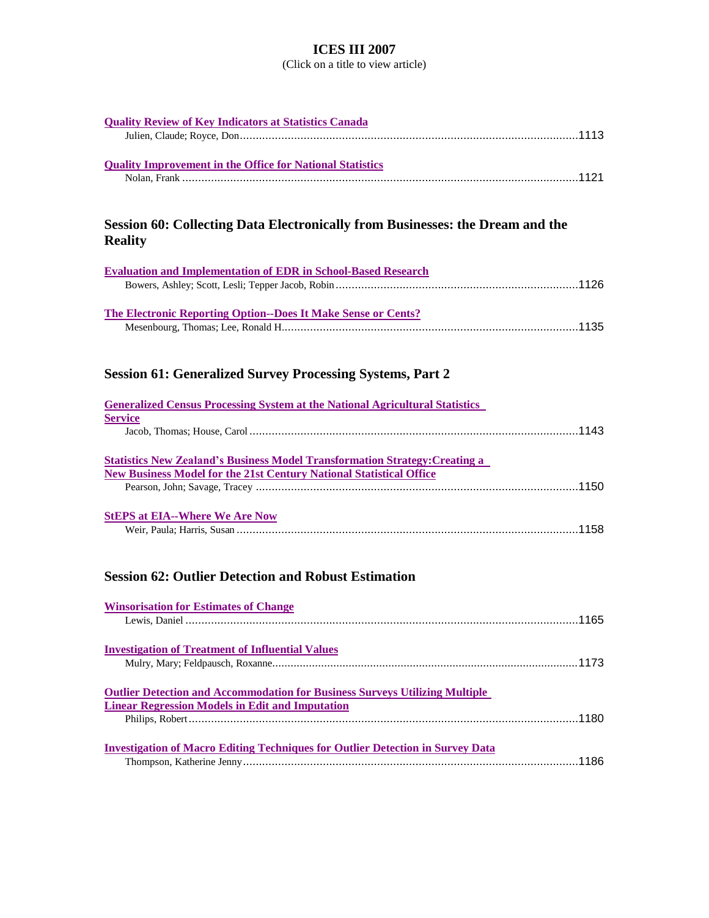# ICES III 2007

(Click on a title to view article)

**Quality Review of Key Indicators at Statistics Canada**
Julien, Claude; Royce, Don....................................................................................................1113

**Quality Improvement in the Office for National Statistics**
Nolan, Frank ....................................................................................................................1121

## Session 60: Collecting Data Electronically from Businesses: the Dream and the Reality

**Evaluation and Implementation of EDR in School-Based Research**
Bowers, Ashley; Scott, Lesli; Tepper Jacob, Robin .....................................................................1126

**The Electronic Reporting Option--Does It Make Sense or Cents?**
Mesenbourg, Thomas; Lee, Ronald H.........................................................................................1135

## Session 61: Generalized Survey Processing Systems, Part 2

**Generalized Census Processing System at the National Agricultural Statistics Service**
Jacob, Thomas; House, Carol ..................................................................................................1143

**Statistics New Zealand's Business Model Transformation Strategy:Creating a New Business Model for the 21st Century National Statistical Office**
Pearson, John; Savage, Tracey ................................................................................................1150

**StEPS at EIA--Where We Are Now**
Weir, Paula; Harris, Susan .......................................................................................................1158

## Session 62: Outlier Detection and Robust Estimation

**Winsorisation for Estimates of Change**
Lewis, Daniel ........................................................................................................................1165

**Investigation of Treatment of Influential Values**
Mulry, Mary; Feldpausch, Roxanne.............................................................................................1173

**Outlier Detection and Accommodation for Business Surveys Utilizing Multiple Linear Regression Models in Edit and Imputation**
Philips, Robert........................................................................................................................1180

**Investigation of Macro Editing Techniques for Outlier Detection in Survey Data**
Thompson, Katherine Jenny.......................................................................................................1186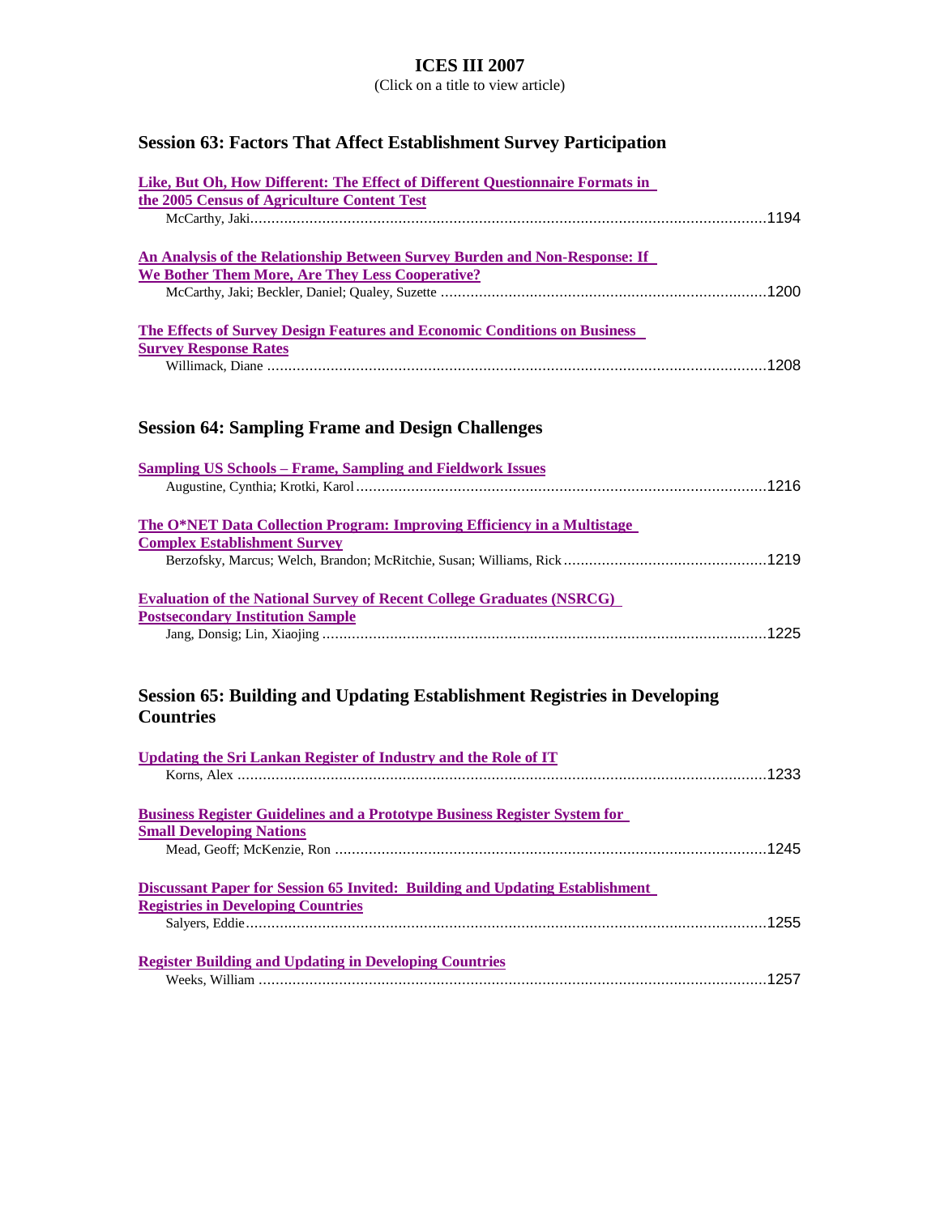# ICES III 2007

(Click on a title to view article)

## Session 63: Factors That Affect Establishment Survey Participation

**Like, But Oh, How Different: The Effect of Different Questionnaire Formats in the 2005 Census of Agriculture Content Test**
McCarthy, Jaki....................1194

**An Analysis of the Relationship Between Survey Burden and Non-Response: If We Bother Them More, Are They Less Cooperative?**
McCarthy, Jaki; Beckler, Daniel; Qualey, Suzette....................1200

**The Effects of Survey Design Features and Economic Conditions on Business Survey Response Rates**
Willimack, Diane....................1208

## Session 64: Sampling Frame and Design Challenges

**Sampling US Schools – Frame, Sampling and Fieldwork Issues**
Augustine, Cynthia; Krotki, Karol....................1216

**The O*NET Data Collection Program: Improving Efficiency in a Multistage Complex Establishment Survey**
Berzofsky, Marcus; Welch, Brandon; McRitchie, Susan; Williams, Rick....................1219

**Evaluation of the National Survey of Recent College Graduates (NSRCG) Postsecondary Institution Sample**
Jang, Donsig; Lin, Xiaojing....................1225

## Session 65: Building and Updating Establishment Registries in Developing Countries

**Updating the Sri Lankan Register of Industry and the Role of IT**
Korns, Alex....................1233

**Business Register Guidelines and a Prototype Business Register System for Small Developing Nations**
Mead, Geoff; McKenzie, Ron....................1245

**Discussant Paper for Session 65 Invited: Building and Updating Establishment Registries in Developing Countries**
Salyers, Eddie....................1255

**Register Building and Updating in Developing Countries**
Weeks, William....................1257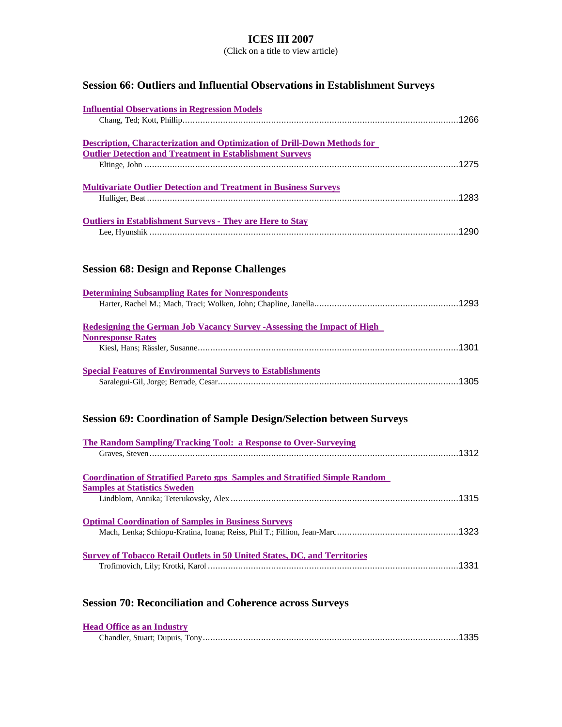# ICES III 2007

(Click on a title to view article)

## Session 66: Outliers and Influential Observations in Establishment Surveys

**Influential Observations in Regression Models**
Chang, Ted; Kott, Phillip....1266

**Description, Characterization and Optimization of Drill-Down Methods for Outlier Detection and Treatment in Establishment Surveys**
Eltinge, John....1275

**Multivariate Outlier Detection and Treatment in Business Surveys**
Hulliger, Beat....1283

**Outliers in Establishment Surveys - They are Here to Stay**
Lee, Hyunshik....1290

## Session 68: Design and Reponse Challenges

**Determining Subsampling Rates for Nonrespondents**
Harter, Rachel M.; Mach, Traci; Wolken, John; Chapline, Janella....1293

**Redesigning the German Job Vacancy Survey -Assessing the Impact of High Nonresponse Rates**
Kiesl, Hans; Rässler, Susanne....1301

**Special Features of Environmental Surveys to Establishments**
Saralegui-Gil, Jorge; Berrade, Cesar....1305

## Session 69: Coordination of Sample Design/Selection between Surveys

**The Random Sampling/Tracking Tool: a Response to Over-Surveying**
Graves, Steven....1312

**Coordination of Stratified Pareto $\pi$ps Samples and Stratified Simple Random Samples at Statistics Sweden**
Lindblom, Annika; Teterukovsky, Alex....1315

**Optimal Coordination of Samples in Business Surveys**
Mach, Lenka; Schiopu-Kratina, Ioana; Reiss, Phil T.; Fillion, Jean-Marc....1323

**Survey of Tobacco Retail Outlets in 50 United States, DC, and Territories**
Trofimovich, Lily; Krotki, Karol....1331

## Session 70: Reconciliation and Coherence across Surveys

**Head Office as an Industry**
Chandler, Stuart; Dupuis, Tony....1335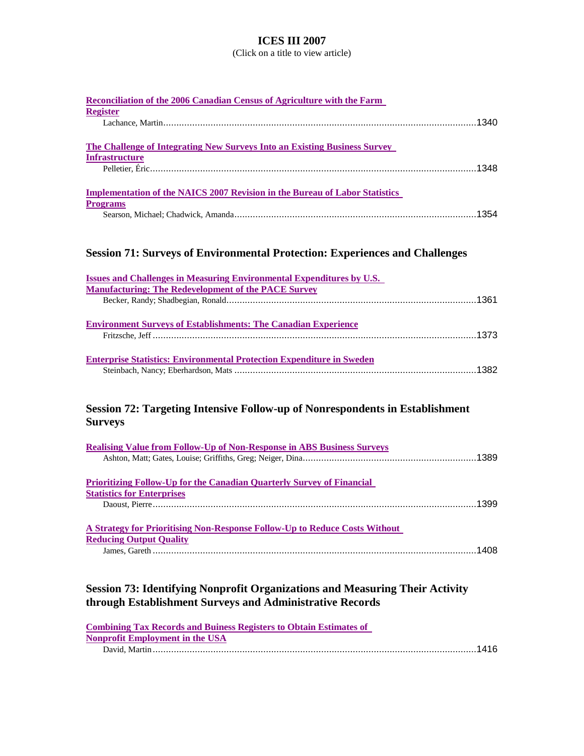# ICES III 2007

(Click on a title to view article)

**Reconciliation of the 2006 Canadian Census of Agriculture with the Farm Register**
Lachance, Martin....................1340

**The Challenge of Integrating New Surveys Into an Existing Business Survey Infrastructure**
Pelletier, Éric....................1348

**Implementation of the NAICS 2007 Revision in the Bureau of Labor Statistics Programs**
Searson, Michael; Chadwick, Amanda....................1354

## Session 71: Surveys of Environmental Protection: Experiences and Challenges

**Issues and Challenges in Measuring Environmental Expenditures by U.S. Manufacturing: The Redevelopment of the PACE Survey**
Becker, Randy; Shadbegian, Ronald....................1361

**Environment Surveys of Establishments: The Canadian Experience**
Fritzsche, Jeff....................1373

**Enterprise Statistics: Environmental Protection Expenditure in Sweden**
Steinbach, Nancy; Eberhardson, Mats....................1382

## Session 72: Targeting Intensive Follow-up of Nonrespondents in Establishment Surveys

**Realising Value from Follow-Up of Non-Response in ABS Business Surveys**
Ashton, Matt; Gates, Louise; Griffiths, Greg; Neiger, Dina....................1389

**Prioritizing Follow-Up for the Canadian Quarterly Survey of Financial Statistics for Enterprises**
Daoust, Pierre....................1399

**A Strategy for Prioritising Non-Response Follow-Up to Reduce Costs Without Reducing Output Quality**
James, Gareth....................1408

## Session 73: Identifying Nonprofit Organizations and Measuring Their Activity through Establishment Surveys and Administrative Records

**Combining Tax Records and Buiness Registers to Obtain Estimates of Nonprofit Employment in the USA**
David, Martin....................1416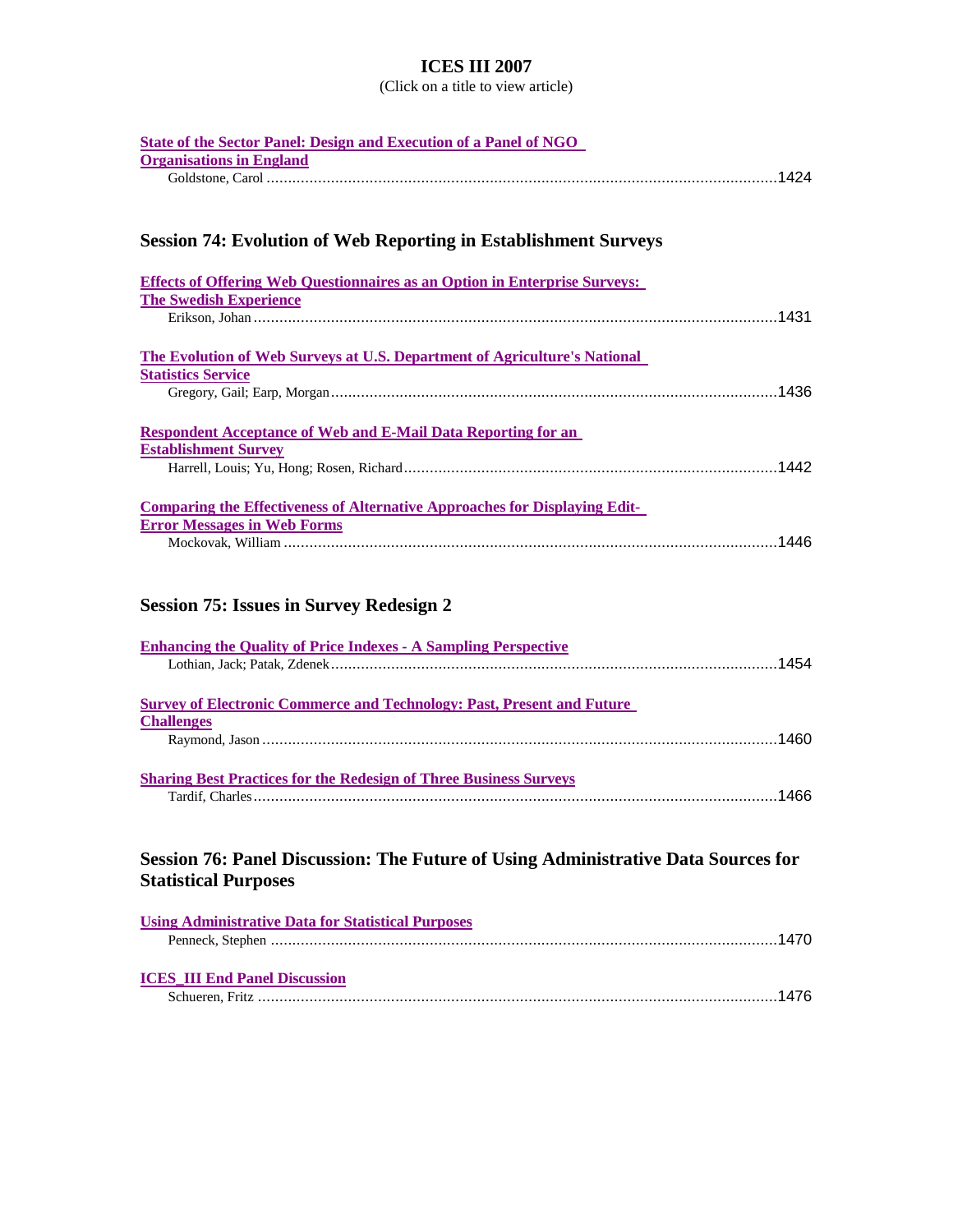# ICES III 2007

(Click on a title to view article)

**State of the Sector Panel: Design and Execution of a Panel of NGO Organisations in England**
Goldstone, Carol ..........1424

## Session 74: Evolution of Web Reporting in Establishment Surveys

**Effects of Offering Web Questionnaires as an Option in Enterprise Surveys: The Swedish Experience**
Erikson, Johan ..........1431

**The Evolution of Web Surveys at U.S. Department of Agriculture's National Statistics Service**
Gregory, Gail; Earp, Morgan ..........1436

**Respondent Acceptance of Web and E-Mail Data Reporting for an Establishment Survey**
Harrell, Louis; Yu, Hong; Rosen, Richard ..........1442

**Comparing the Effectiveness of Alternative Approaches for Displaying Edit-Error Messages in Web Forms**
Mockovak, William ..........1446

## Session 75: Issues in Survey Redesign 2

**Enhancing the Quality of Price Indexes - A Sampling Perspective**
Lothian, Jack; Patak, Zdenek ..........1454

**Survey of Electronic Commerce and Technology: Past, Present and Future Challenges**
Raymond, Jason ..........1460

**Sharing Best Practices for the Redesign of Three Business Surveys**
Tardif, Charles ..........1466

## Session 76: Panel Discussion: The Future of Using Administrative Data Sources for Statistical Purposes

**Using Administrative Data for Statistical Purposes**
Penneck, Stephen ..........1470

**ICES_III End Panel Discussion**
Schueren, Fritz ..........1476